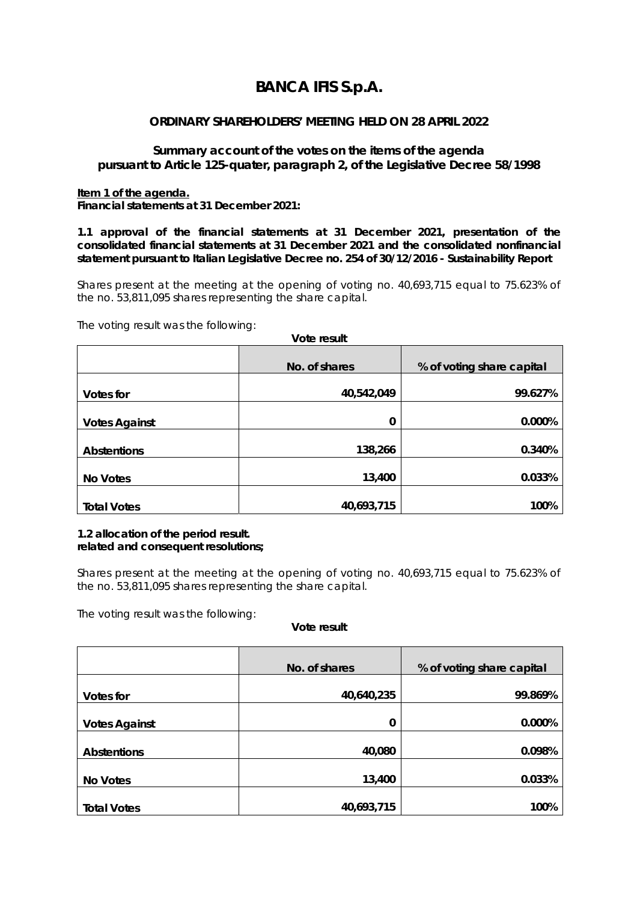# BANCA IFIS S.p.A.

## ORDINARY SHAREHOLDERS' MEETING HELD ON 28 APRIL 2022

### Summary account of the votes on the items of the agenda pursuant to Article 125-quater, paragraph 2, of the Legislative Decree 58/1998

**Item 1 of the agenda.**
**Financial statements at 31 December 2021:**

**1.1 approval of the financial statements at 31 December 2021, presentation of the consolidated financial statements at 31 December 2021 and the consolidated nonfinancial statement pursuant to Italian Legislative Decree no. 254 of 30/12/2016 - Sustainability Report**

*Shares present at the meeting at the opening of voting no. 40,693,715 equal to 75.623% of the no. 53,811,095 shares representing the share capital.*

*The voting result was the following:*

**Vote result**

| | No. of shares | % of voting share capital |
|---|---|---|
| **Votes for** | **40,542,049** | **99.627%** |
| **Votes Against** | **0** | **0.000%** |
| **Abstentions** | **138,266** | **0.340%** |
| **No Votes** | **13,400** | **0.033%** |
| **Total Votes** | **40,693,715** | **100%** |

**1.2 allocation of the period result.**
**related and consequent resolutions;**

*Shares present at the meeting at the opening of voting no. 40,693,715 equal to 75.623% of the no. 53,811,095 shares representing the share capital.*

*The voting result was the following:*

**Vote result**

| | No. of shares | % of voting share capital |
|---|---|---|
| **Votes for** | **40,640,235** | **99.869%** |
| **Votes Against** | **0** | **0.000%** |
| **Abstentions** | **40,080** | **0.098%** |
| **No Votes** | **13,400** | **0.033%** |
| **Total Votes** | **40,693,715** | **100%** |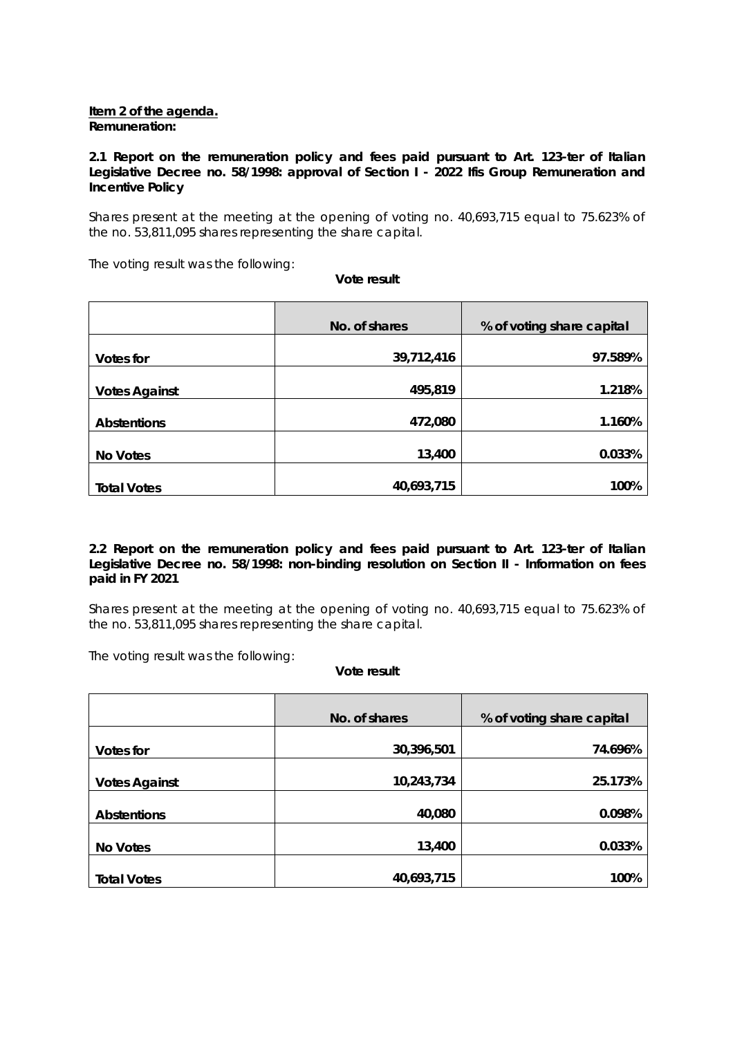**Item 2 of the agenda.**
**Remuneration:**

**2.1 Report on the remuneration policy and fees paid pursuant to Art. 123-ter of Italian Legislative Decree no. 58/1998: approval of Section I - 2022 Ifis Group Remuneration and Incentive Policy**

Shares present at the meeting at the opening of voting no. 40,693,715 equal to 75.623% of the no. 53,811,095 shares representing the share capital.

The voting result was the following:

**Vote result**

| | No. of shares | % of voting share capital |
|---|---:|---:|
| **Votes for** | **39,712,416** | **97.589%** |
| **Votes Against** | **495,819** | **1.218%** |
| **Abstentions** | **472,080** | **1.160%** |
| **No Votes** | **13,400** | **0.033%** |
| **Total Votes** | **40,693,715** | **100%** |

**2.2 Report on the remuneration policy and fees paid pursuant to Art. 123-ter of Italian Legislative Decree no. 58/1998: non-binding resolution on Section II - Information on fees paid in FY 2021**

Shares present at the meeting at the opening of voting no. 40,693,715 equal to 75.623% of the no. 53,811,095 shares representing the share capital.

The voting result was the following:

**Vote result**

| | No. of shares | % of voting share capital |
|---|---:|---:|
| **Votes for** | **30,396,501** | **74.696%** |
| **Votes Against** | **10,243,734** | **25.173%** |
| **Abstentions** | **40,080** | **0.098%** |
| **No Votes** | **13,400** | **0.033%** |
| **Total Votes** | **40,693,715** | **100%** |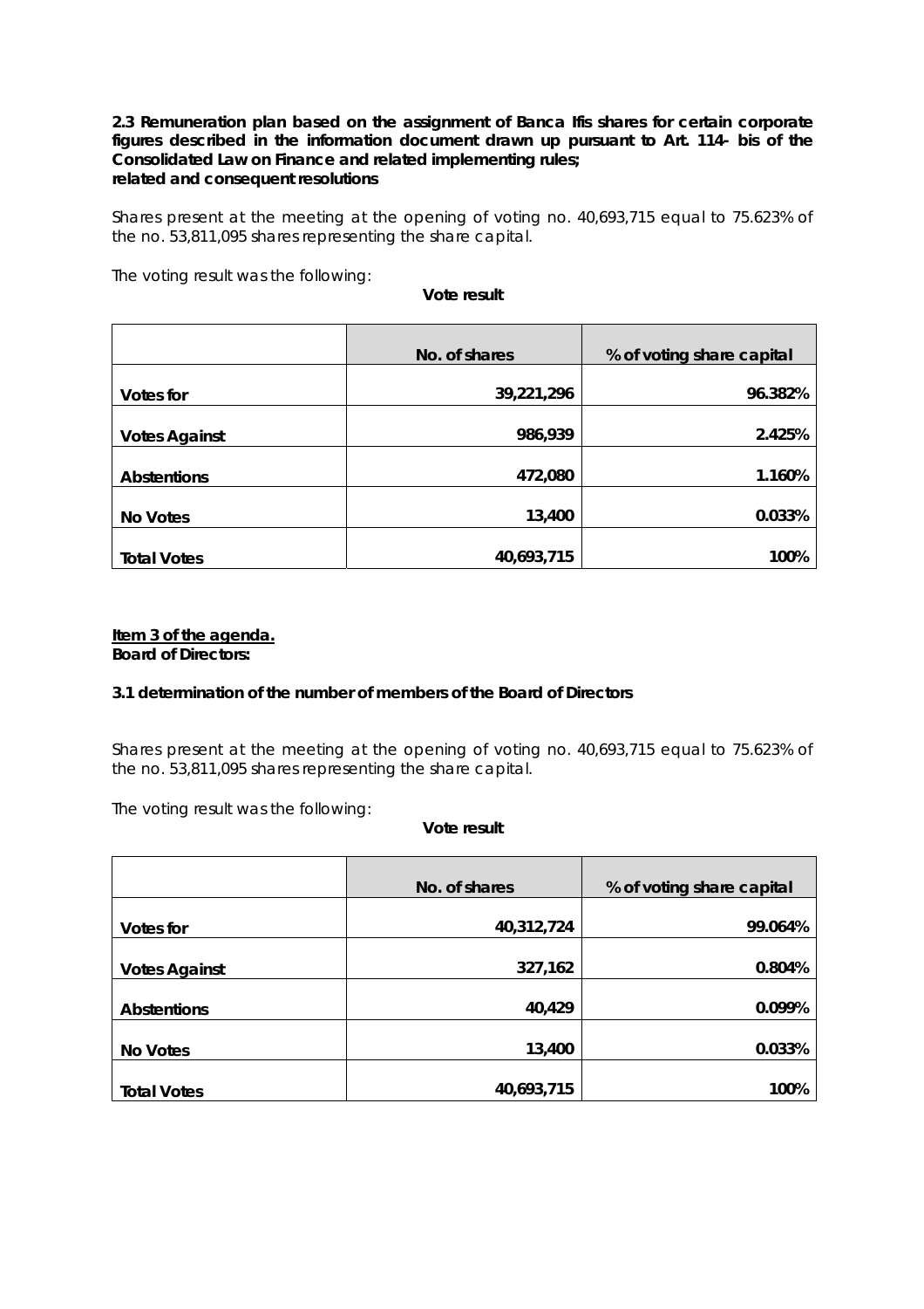**2.3 Remuneration plan based on the assignment of Banca Ifis shares for certain corporate figures described in the information document drawn up pursuant to Art. 114- bis of the Consolidated Law on Finance and related implementing rules; related and consequent resolutions**

Shares present at the meeting at the opening of voting no. 40,693,715 equal to 75.623% of the no. 53,811,095 shares representing the share capital.

The voting result was the following:

**Vote result**

| | No. of shares | % of voting share capital |
|---|---|---|
| **Votes for** | **39,221,296** | **96.382%** |
| **Votes Against** | **986,939** | **2.425%** |
| **Abstentions** | **472,080** | **1.160%** |
| **No Votes** | **13,400** | **0.033%** |
| **Total Votes** | **40,693,715** | **100%** |

**Item 3 of the agenda.**
**Board of Directors:**

**3.1 determination of the number of members of the Board of Directors**

Shares present at the meeting at the opening of voting no. 40,693,715 equal to 75.623% of the no. 53,811,095 shares representing the share capital.

The voting result was the following:

**Vote result**

| | No. of shares | % of voting share capital |
|---|---|---|
| **Votes for** | **40,312,724** | **99.064%** |
| **Votes Against** | **327,162** | **0.804%** |
| **Abstentions** | **40,429** | **0.099%** |
| **No Votes** | **13,400** | **0.033%** |
| **Total Votes** | **40,693,715** | **100%** |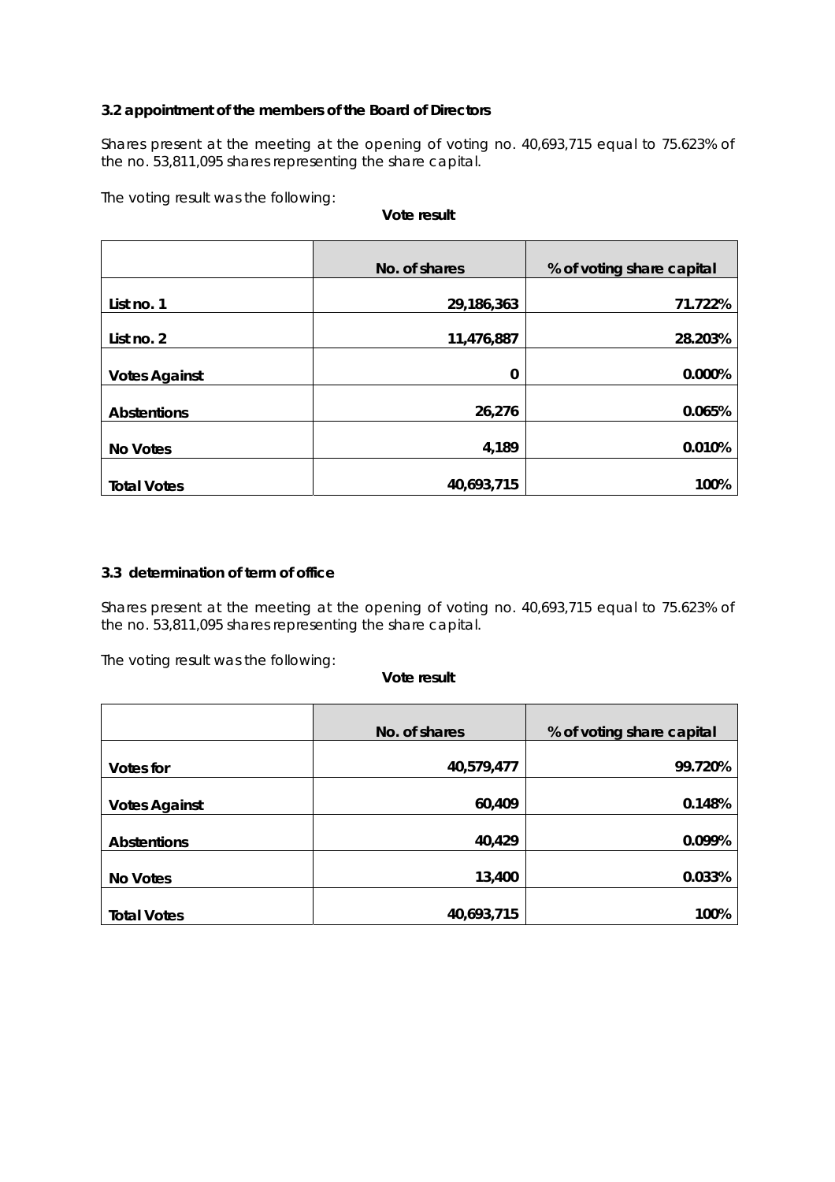**3.2 appointment of the members of the Board of Directors**

Shares present at the meeting at the opening of voting no. 40,693,715 equal to 75.623% of the no. 53,811,095 shares representing the share capital.

The voting result was the following:

**Vote result**

| | No. of shares | % of voting share capital |
|---|---:|---:|
| List no. 1 | 29,186,363 | 71.722% |
| List no. 2 | 11,476,887 | 28.203% |
| Votes Against | 0 | 0.000% |
| Abstentions | 26,276 | 0.065% |
| No Votes | 4,189 | 0.010% |
| Total Votes | 40,693,715 | 100% |

**3.3 determination of term of office**

Shares present at the meeting at the opening of voting no. 40,693,715 equal to 75.623% of the no. 53,811,095 shares representing the share capital.

The voting result was the following:

**Vote result**

| | No. of shares | % of voting share capital |
|---|---:|---:|
| Votes for | 40,579,477 | 99.720% |
| Votes Against | 60,409 | 0.148% |
| Abstentions | 40,429 | 0.099% |
| No Votes | 13,400 | 0.033% |
| Total Votes | 40,693,715 | 100% |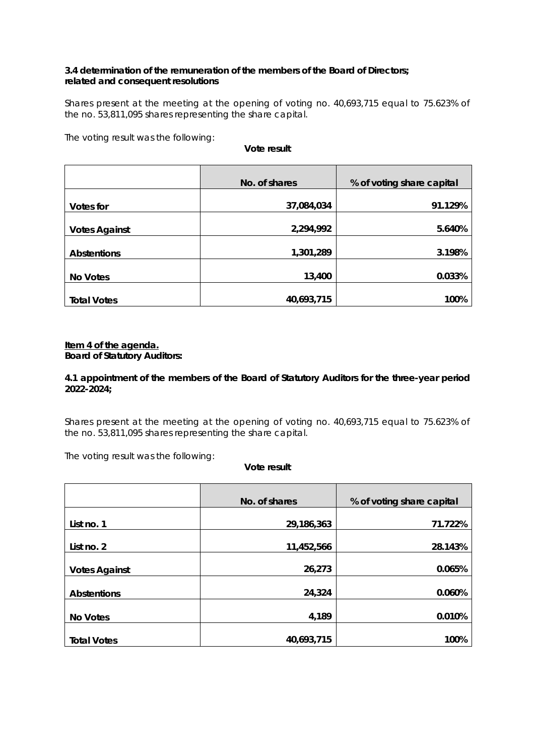**3.4 determination of the remuneration of the members of the Board of Directors; related and consequent resolutions**

*Shares present at the meeting at the opening of voting no. 40,693,715 equal to 75.623% of the no. 53,811,095 shares representing the share capital.*

*The voting result was the following:*

**Vote result**

| | No. of shares | % of voting share capital |
|---|---:|---:|
| **Votes for** | **37,084,034** | **91.129%** |
| **Votes Against** | **2,294,992** | **5.640%** |
| **Abstentions** | **1,301,289** | **3.198%** |
| **No Votes** | **13,400** | **0.033%** |
| **Total Votes** | **40,693,715** | **100%** |

**Item 4 of the agenda.**
**Board of Statutory Auditors:**

**4.1 appointment of the members of the Board of Statutory Auditors for the three-year period 2022-2024;**

*Shares present at the meeting at the opening of voting no. 40,693,715 equal to 75.623% of the no. 53,811,095 shares representing the share capital.*

*The voting result was the following:*

**Vote result**

| | No. of shares | % of voting share capital |
|---|---:|---:|
| **List no. 1** | **29,186,363** | **71.722%** |
| **List no. 2** | **11,452,566** | **28.143%** |
| **Votes Against** | **26,273** | **0.065%** |
| **Abstentions** | **24,324** | **0.060%** |
| **No Votes** | **4,189** | **0.010%** |
| **Total Votes** | **40,693,715** | **100%** |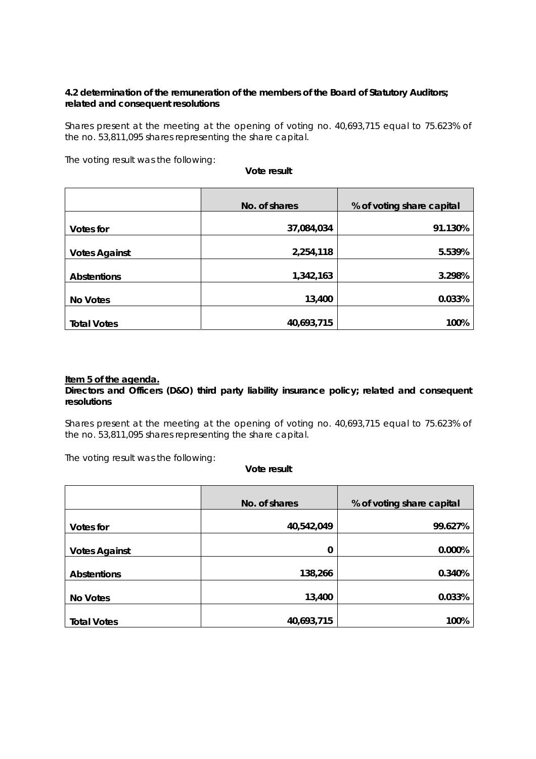**4.2 determination of the remuneration of the members of the Board of Statutory Auditors; related and consequent resolutions**

Shares present at the meeting at the opening of voting no. 40,693,715 equal to 75.623% of the no. 53,811,095 shares representing the share capital.

The voting result was the following:

**Vote result**

| | No. of shares | % of voting share capital |
|---|---|---|
| **Votes for** | **37,084,034** | **91.130%** |
| **Votes Against** | **2,254,118** | **5.539%** |
| **Abstentions** | **1,342,163** | **3.298%** |
| **No Votes** | **13,400** | **0.033%** |
| **Total Votes** | **40,693,715** | **100%** |

**Item 5 of the agenda.**

**Directors and Officers (D&O) third party liability insurance policy; related and consequent resolutions**

Shares present at the meeting at the opening of voting no. 40,693,715 equal to 75.623% of the no. 53,811,095 shares representing the share capital.

The voting result was the following:

**Vote result**

| | No. of shares | % of voting share capital |
|---|---|---|
| **Votes for** | **40,542,049** | **99.627%** |
| **Votes Against** | **0** | **0.000%** |
| **Abstentions** | **138,266** | **0.340%** |
| **No Votes** | **13,400** | **0.033%** |
| **Total Votes** | **40,693,715** | **100%** |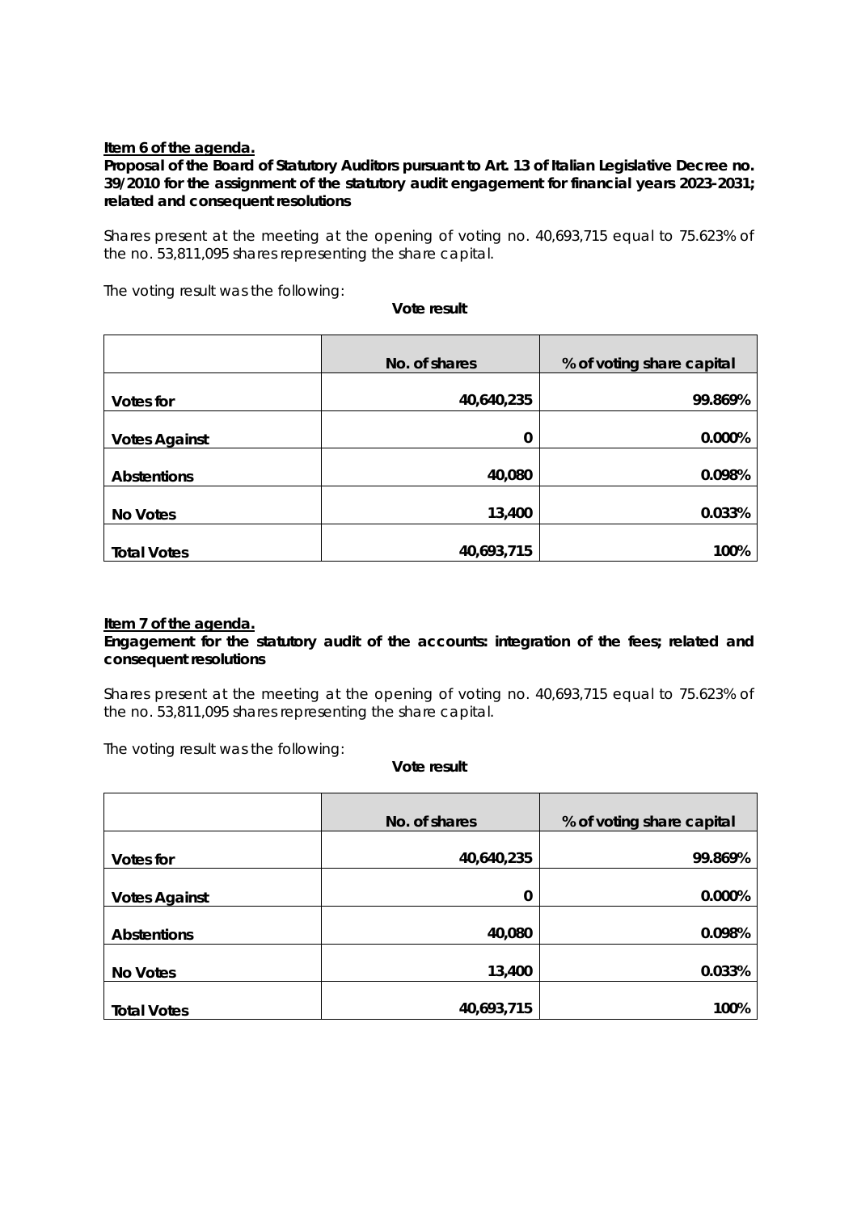**Item 6 of the agenda.**

**Proposal of the Board of Statutory Auditors pursuant to Art. 13 of Italian Legislative Decree no. 39/2010 for the assignment of the statutory audit engagement for financial years 2023-2031; related and consequent resolutions**

Shares present at the meeting at the opening of voting no. 40,693,715 equal to 75.623% of the no. 53,811,095 shares representing the share capital.

The voting result was the following:

**Vote result**

| | No. of shares | % of voting share capital |
|---|---|---|
| **Votes for** | **40,640,235** | **99.869%** |
| **Votes Against** | **0** | **0.000%** |
| **Abstentions** | **40,080** | **0.098%** |
| **No Votes** | **13,400** | **0.033%** |
| **Total Votes** | **40,693,715** | **100%** |

**Item 7 of the agenda.**

**Engagement for the statutory audit of the accounts: integration of the fees; related and consequent resolutions**

Shares present at the meeting at the opening of voting no. 40,693,715 equal to 75.623% of the no. 53,811,095 shares representing the share capital.

The voting result was the following:

**Vote result**

| | No. of shares | % of voting share capital |
|---|---|---|
| **Votes for** | **40,640,235** | **99.869%** |
| **Votes Against** | **0** | **0.000%** |
| **Abstentions** | **40,080** | **0.098%** |
| **No Votes** | **13,400** | **0.033%** |
| **Total Votes** | **40,693,715** | **100%** |